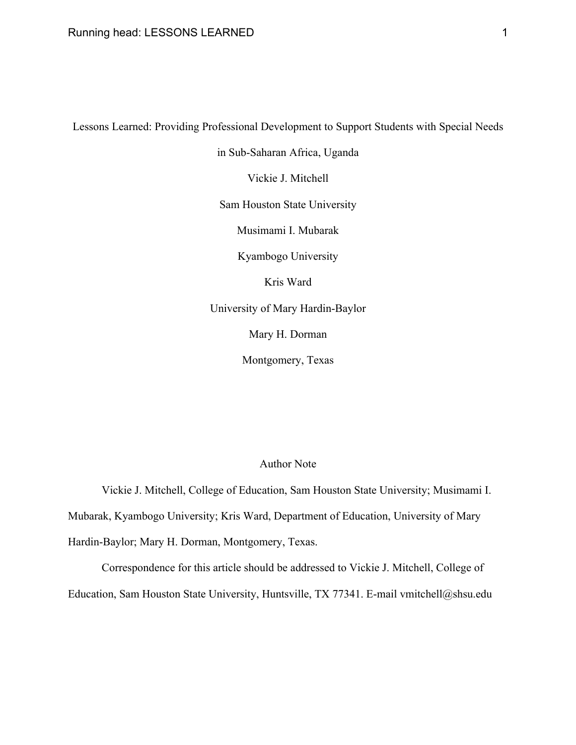# Lessons Learned: Providing Professional Development to Support Students with Special Needs in Sub-Saharan Africa, Uganda

Vickie J. Mitchell

Sam Houston State University

Musimami I. Mubarak

Kyambogo University

Kris Ward

University of Mary Hardin-Baylor

Mary H. Dorman

Montgomery, Texas

## Author Note

Vickie J. Mitchell, College of Education, Sam Houston State University; Musimami I. Mubarak, Kyambogo University; Kris Ward, Department of Education, University of Mary Hardin-Baylor; Mary H. Dorman, Montgomery, Texas.

Correspondence for this article should be addressed to Vickie J. Mitchell, College of Education, Sam Houston State University, Huntsville, TX 77341. E-mail vmitchell@shsu.edu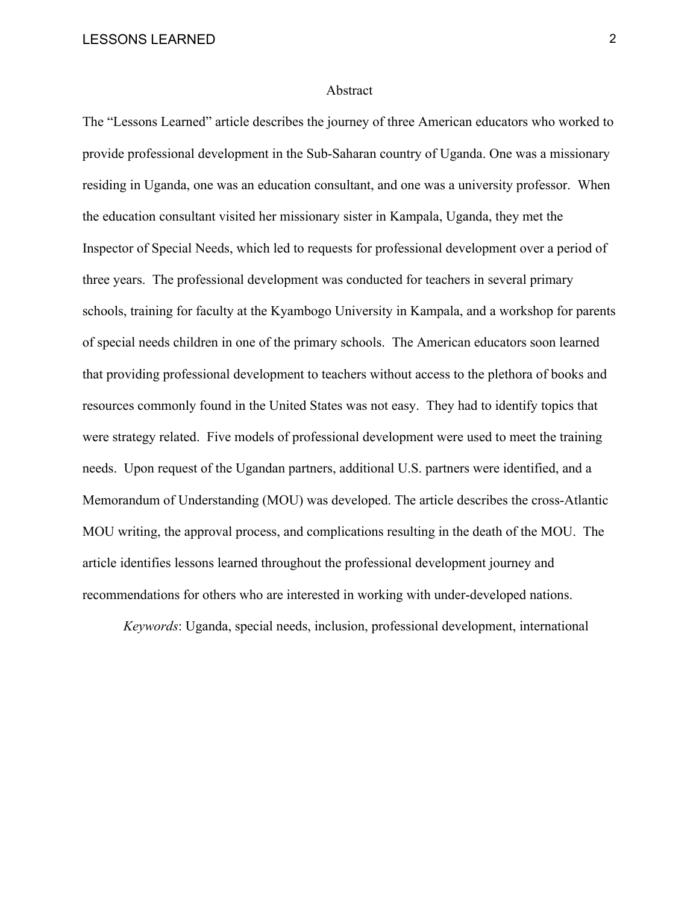# Abstract

The "Lessons Learned" article describes the journey of three American educators who worked to provide professional development in the Sub-Saharan country of Uganda. One was a missionary residing in Uganda, one was an education consultant, and one was a university professor. When the education consultant visited her missionary sister in Kampala, Uganda, they met the Inspector of Special Needs, which led to requests for professional development over a period of three years. The professional development was conducted for teachers in several primary schools, training for faculty at the Kyambogo University in Kampala, and a workshop for parents of special needs children in one of the primary schools. The American educators soon learned that providing professional development to teachers without access to the plethora of books and resources commonly found in the United States was not easy. They had to identify topics that were strategy related. Five models of professional development were used to meet the training needs. Upon request of the Ugandan partners, additional U.S. partners were identified, and a Memorandum of Understanding (MOU) was developed. The article describes the cross-Atlantic MOU writing, the approval process, and complications resulting in the death of the MOU. The article identifies lessons learned throughout the professional development journey and recommendations for others who are interested in working with under-developed nations.

*Keywords*: Uganda, special needs, inclusion, professional development, international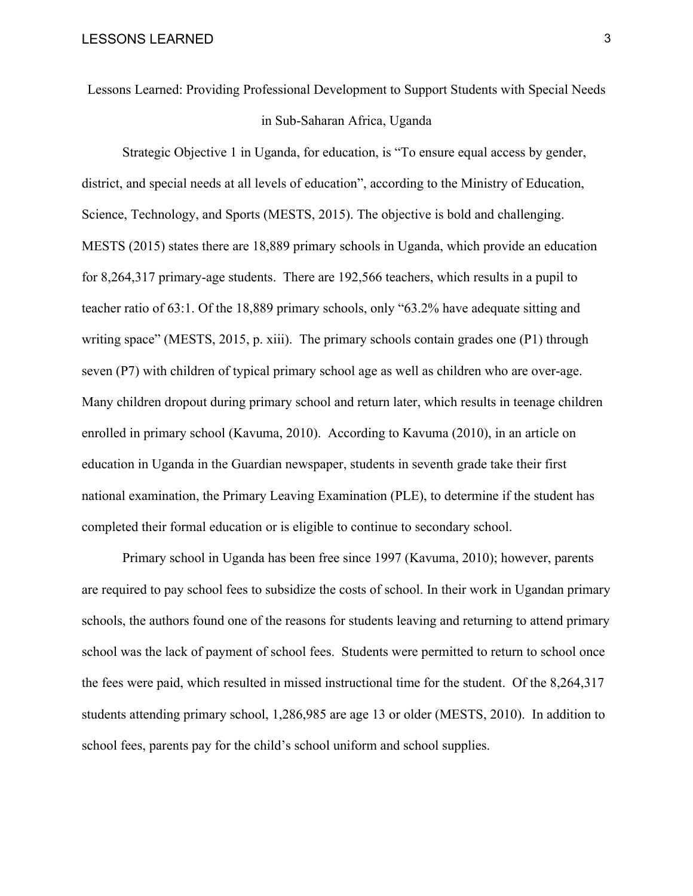# Lessons Learned: Providing Professional Development to Support Students with Special Needs in Sub-Saharan Africa, Uganda

Strategic Objective 1 in Uganda, for education, is "To ensure equal access by gender, district, and special needs at all levels of education", according to the Ministry of Education, Science, Technology, and Sports (MESTS, 2015). The objective is bold and challenging. MESTS (2015) states there are 18,889 primary schools in Uganda, which provide an education for 8,264,317 primary-age students. There are 192,566 teachers, which results in a pupil to teacher ratio of 63:1. Of the 18,889 primary schools, only "63.2% have adequate sitting and writing space" (MESTS, 2015, p. xiii). The primary schools contain grades one (P1) through seven (P7) with children of typical primary school age as well as children who are over-age. Many children dropout during primary school and return later, which results in teenage children enrolled in primary school (Kavuma, 2010). According to Kavuma (2010), in an article on education in Uganda in the Guardian newspaper, students in seventh grade take their first national examination, the Primary Leaving Examination (PLE), to determine if the student has completed their formal education or is eligible to continue to secondary school.

Primary school in Uganda has been free since 1997 (Kavuma, 2010); however, parents are required to pay school fees to subsidize the costs of school. In their work in Ugandan primary schools, the authors found one of the reasons for students leaving and returning to attend primary school was the lack of payment of school fees. Students were permitted to return to school once the fees were paid, which resulted in missed instructional time for the student. Of the 8,264,317 students attending primary school, 1,286,985 are age 13 or older (MESTS, 2010). In addition to school fees, parents pay for the child's school uniform and school supplies.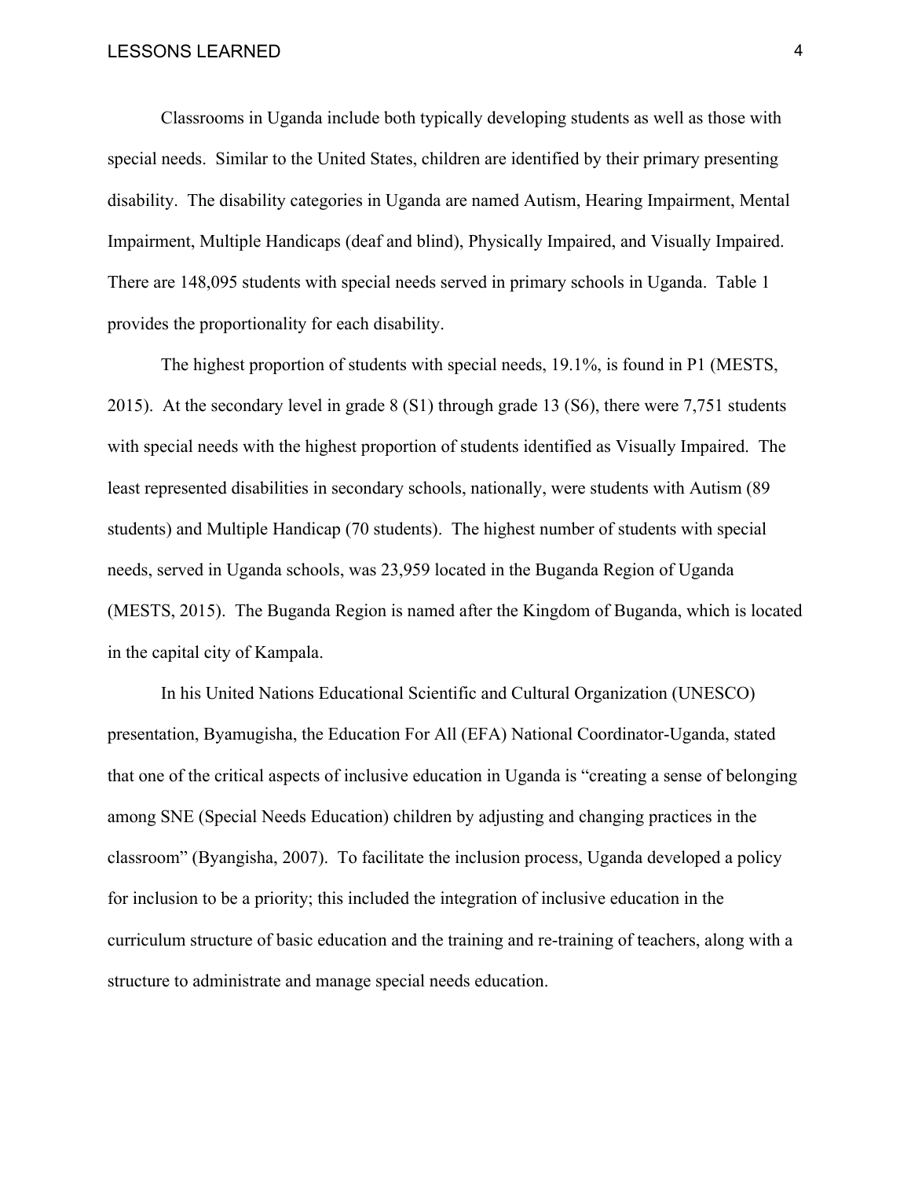Classrooms in Uganda include both typically developing students as well as those with special needs. Similar to the United States, children are identified by their primary presenting disability. The disability categories in Uganda are named Autism, Hearing Impairment, Mental Impairment, Multiple Handicaps (deaf and blind), Physically Impaired, and Visually Impaired. There are 148,095 students with special needs served in primary schools in Uganda. Table 1 provides the proportionality for each disability.

The highest proportion of students with special needs, 19.1%, is found in P1 (MESTS, 2015). At the secondary level in grade 8 (S1) through grade 13 (S6), there were 7,751 students with special needs with the highest proportion of students identified as Visually Impaired. The least represented disabilities in secondary schools, nationally, were students with Autism (89 students) and Multiple Handicap (70 students). The highest number of students with special needs, served in Uganda schools, was 23,959 located in the Buganda Region of Uganda (MESTS, 2015). The Buganda Region is named after the Kingdom of Buganda, which is located in the capital city of Kampala.

In his United Nations Educational Scientific and Cultural Organization (UNESCO) presentation, Byamugisha, the Education For All (EFA) National Coordinator-Uganda, stated that one of the critical aspects of inclusive education in Uganda is "creating a sense of belonging among SNE (Special Needs Education) children by adjusting and changing practices in the classroom" (Byangisha, 2007). To facilitate the inclusion process, Uganda developed a policy for inclusion to be a priority; this included the integration of inclusive education in the curriculum structure of basic education and the training and re-training of teachers, along with a structure to administrate and manage special needs education.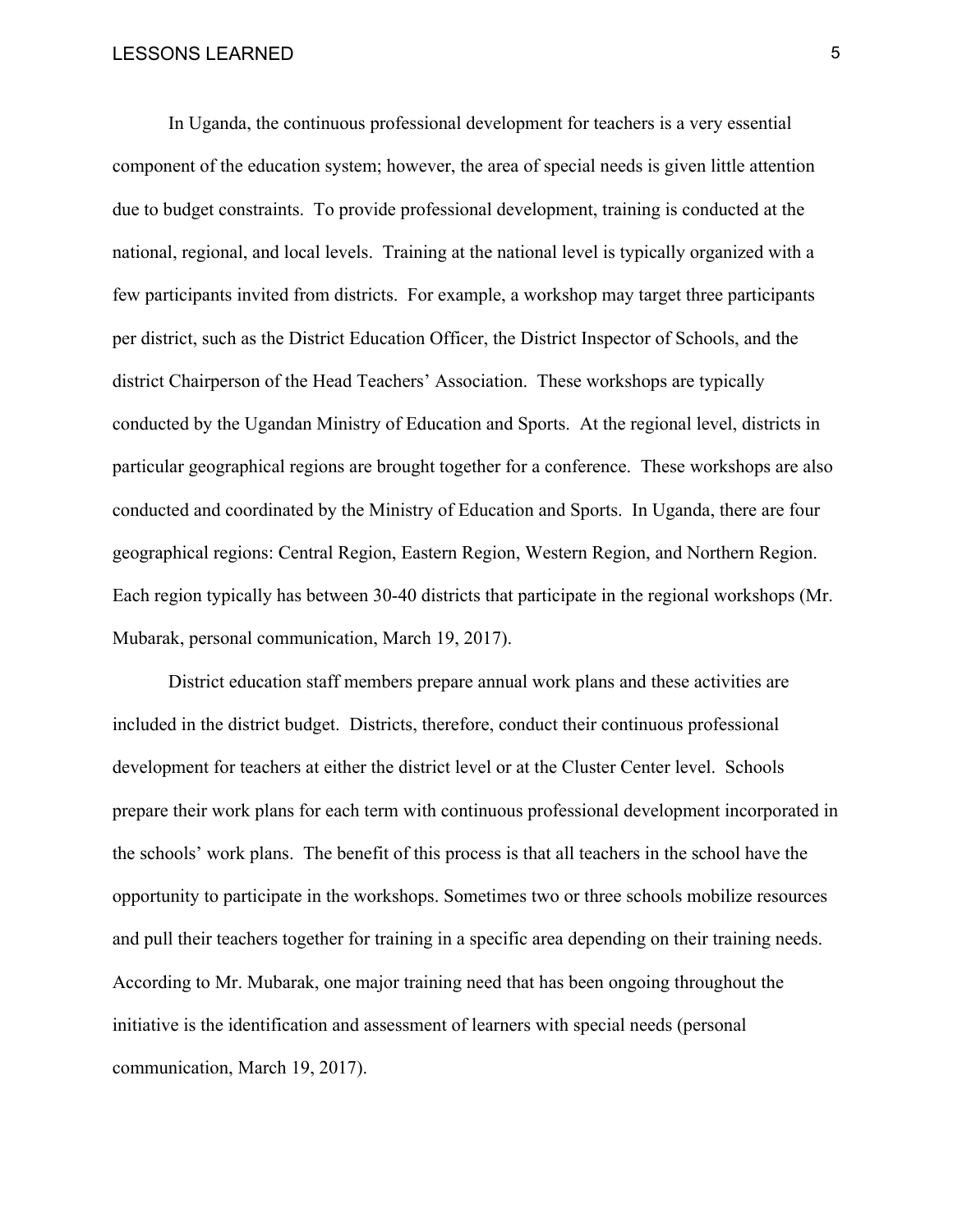In Uganda, the continuous professional development for teachers is a very essential component of the education system; however, the area of special needs is given little attention due to budget constraints. To provide professional development, training is conducted at the national, regional, and local levels. Training at the national level is typically organized with a few participants invited from districts. For example, a workshop may target three participants per district, such as the District Education Officer, the District Inspector of Schools, and the district Chairperson of the Head Teachers' Association. These workshops are typically conducted by the Ugandan Ministry of Education and Sports. At the regional level, districts in particular geographical regions are brought together for a conference. These workshops are also conducted and coordinated by the Ministry of Education and Sports. In Uganda, there are four geographical regions: Central Region, Eastern Region, Western Region, and Northern Region. Each region typically has between 30-40 districts that participate in the regional workshops (Mr. Mubarak, personal communication, March 19, 2017).

District education staff members prepare annual work plans and these activities are included in the district budget. Districts, therefore, conduct their continuous professional development for teachers at either the district level or at the Cluster Center level. Schools prepare their work plans for each term with continuous professional development incorporated in the schools' work plans. The benefit of this process is that all teachers in the school have the opportunity to participate in the workshops. Sometimes two or three schools mobilize resources and pull their teachers together for training in a specific area depending on their training needs. According to Mr. Mubarak, one major training need that has been ongoing throughout the initiative is the identification and assessment of learners with special needs (personal communication, March 19, 2017).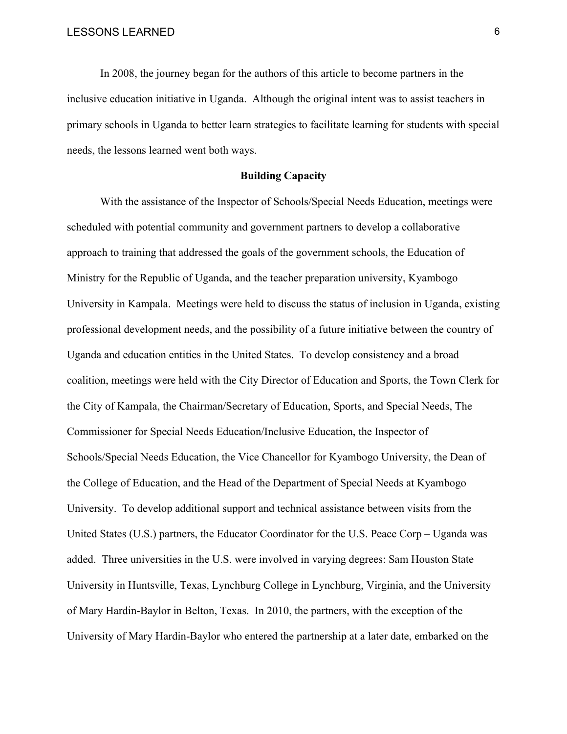In 2008, the journey began for the authors of this article to become partners in the inclusive education initiative in Uganda. Although the original intent was to assist teachers in primary schools in Uganda to better learn strategies to facilitate learning for students with special needs, the lessons learned went both ways.

## Building Capacity

With the assistance of the Inspector of Schools/Special Needs Education, meetings were scheduled with potential community and government partners to develop a collaborative approach to training that addressed the goals of the government schools, the Education of Ministry for the Republic of Uganda, and the teacher preparation university, Kyambogo University in Kampala. Meetings were held to discuss the status of inclusion in Uganda, existing professional development needs, and the possibility of a future initiative between the country of Uganda and education entities in the United States. To develop consistency and a broad coalition, meetings were held with the City Director of Education and Sports, the Town Clerk for the City of Kampala, the Chairman/Secretary of Education, Sports, and Special Needs, The Commissioner for Special Needs Education/Inclusive Education, the Inspector of Schools/Special Needs Education, the Vice Chancellor for Kyambogo University, the Dean of the College of Education, and the Head of the Department of Special Needs at Kyambogo University. To develop additional support and technical assistance between visits from the United States (U.S.) partners, the Educator Coordinator for the U.S. Peace Corp – Uganda was added. Three universities in the U.S. were involved in varying degrees: Sam Houston State University in Huntsville, Texas, Lynchburg College in Lynchburg, Virginia, and the University of Mary Hardin-Baylor in Belton, Texas. In 2010, the partners, with the exception of the University of Mary Hardin-Baylor who entered the partnership at a later date, embarked on the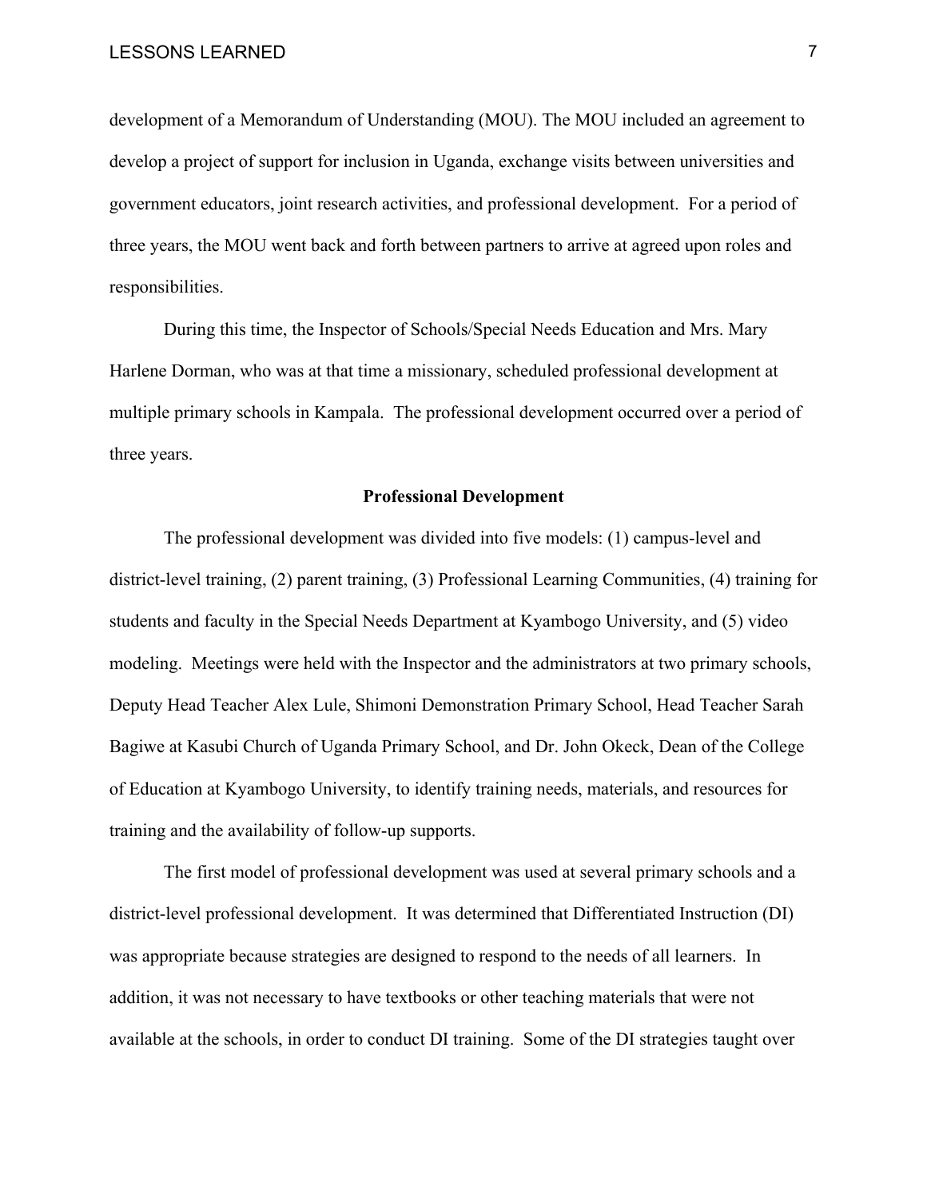development of a Memorandum of Understanding (MOU). The MOU included an agreement to develop a project of support for inclusion in Uganda, exchange visits between universities and government educators, joint research activities, and professional development. For a period of three years, the MOU went back and forth between partners to arrive at agreed upon roles and responsibilities.

During this time, the Inspector of Schools/Special Needs Education and Mrs. Mary Harlene Dorman, who was at that time a missionary, scheduled professional development at multiple primary schools in Kampala. The professional development occurred over a period of three years.

## Professional Development

The professional development was divided into five models: (1) campus-level and district-level training, (2) parent training, (3) Professional Learning Communities, (4) training for students and faculty in the Special Needs Department at Kyambogo University, and (5) video modeling. Meetings were held with the Inspector and the administrators at two primary schools, Deputy Head Teacher Alex Lule, Shimoni Demonstration Primary School, Head Teacher Sarah Bagiwe at Kasubi Church of Uganda Primary School, and Dr. John Okeck, Dean of the College of Education at Kyambogo University, to identify training needs, materials, and resources for training and the availability of follow-up supports.

The first model of professional development was used at several primary schools and a district-level professional development. It was determined that Differentiated Instruction (DI) was appropriate because strategies are designed to respond to the needs of all learners. In addition, it was not necessary to have textbooks or other teaching materials that were not available at the schools, in order to conduct DI training. Some of the DI strategies taught over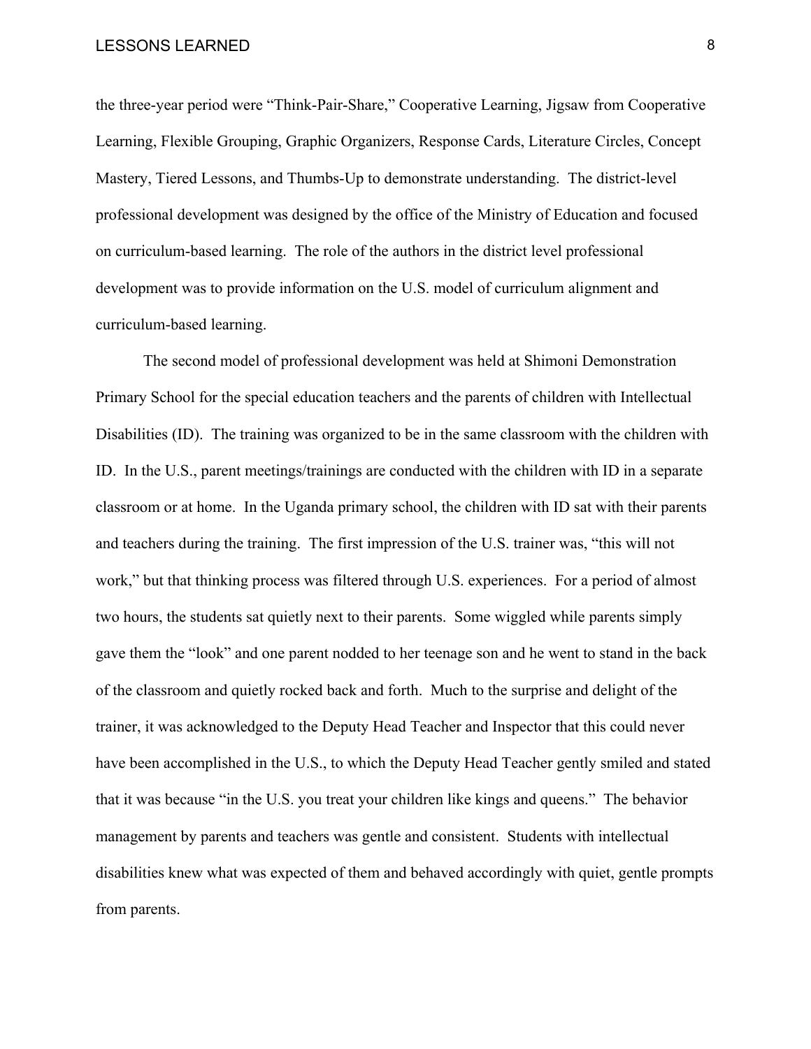the three-year period were "Think-Pair-Share," Cooperative Learning, Jigsaw from Cooperative Learning, Flexible Grouping, Graphic Organizers, Response Cards, Literature Circles, Concept Mastery, Tiered Lessons, and Thumbs-Up to demonstrate understanding. The district-level professional development was designed by the office of the Ministry of Education and focused on curriculum-based learning. The role of the authors in the district level professional development was to provide information on the U.S. model of curriculum alignment and curriculum-based learning.

The second model of professional development was held at Shimoni Demonstration Primary School for the special education teachers and the parents of children with Intellectual Disabilities (ID). The training was organized to be in the same classroom with the children with ID. In the U.S., parent meetings/trainings are conducted with the children with ID in a separate classroom or at home. In the Uganda primary school, the children with ID sat with their parents and teachers during the training. The first impression of the U.S. trainer was, "this will not work," but that thinking process was filtered through U.S. experiences. For a period of almost two hours, the students sat quietly next to their parents. Some wiggled while parents simply gave them the "look" and one parent nodded to her teenage son and he went to stand in the back of the classroom and quietly rocked back and forth. Much to the surprise and delight of the trainer, it was acknowledged to the Deputy Head Teacher and Inspector that this could never have been accomplished in the U.S., to which the Deputy Head Teacher gently smiled and stated that it was because "in the U.S. you treat your children like kings and queens." The behavior management by parents and teachers was gentle and consistent. Students with intellectual disabilities knew what was expected of them and behaved accordingly with quiet, gentle prompts from parents.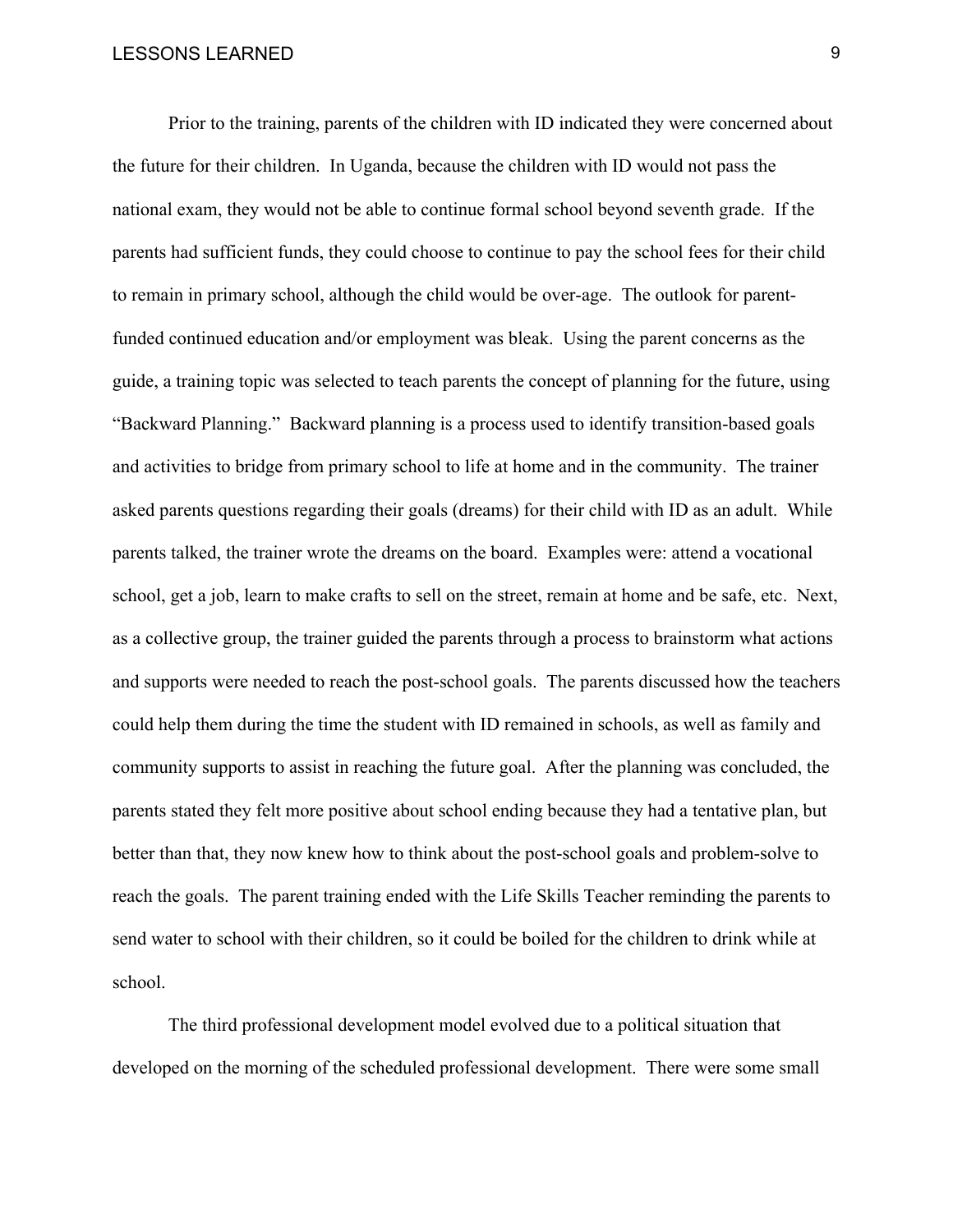Prior to the training, parents of the children with ID indicated they were concerned about the future for their children. In Uganda, because the children with ID would not pass the national exam, they would not be able to continue formal school beyond seventh grade. If the parents had sufficient funds, they could choose to continue to pay the school fees for their child to remain in primary school, although the child would be over-age. The outlook for parent-funded continued education and/or employment was bleak. Using the parent concerns as the guide, a training topic was selected to teach parents the concept of planning for the future, using "Backward Planning." Backward planning is a process used to identify transition-based goals and activities to bridge from primary school to life at home and in the community. The trainer asked parents questions regarding their goals (dreams) for their child with ID as an adult. While parents talked, the trainer wrote the dreams on the board. Examples were: attend a vocational school, get a job, learn to make crafts to sell on the street, remain at home and be safe, etc. Next, as a collective group, the trainer guided the parents through a process to brainstorm what actions and supports were needed to reach the post-school goals. The parents discussed how the teachers could help them during the time the student with ID remained in schools, as well as family and community supports to assist in reaching the future goal. After the planning was concluded, the parents stated they felt more positive about school ending because they had a tentative plan, but better than that, they now knew how to think about the post-school goals and problem-solve to reach the goals. The parent training ended with the Life Skills Teacher reminding the parents to send water to school with their children, so it could be boiled for the children to drink while at school.

The third professional development model evolved due to a political situation that developed on the morning of the scheduled professional development. There were some small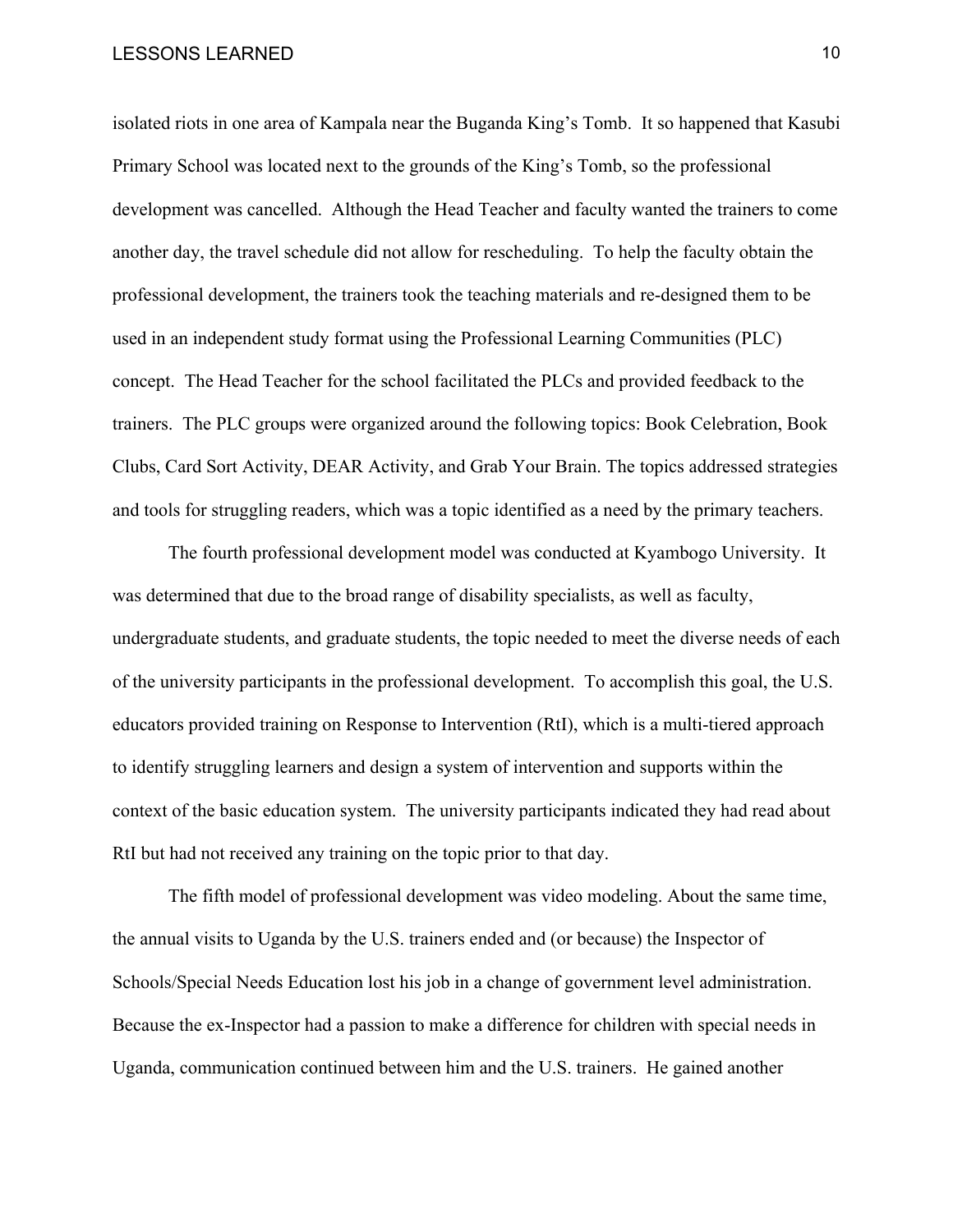isolated riots in one area of Kampala near the Buganda King's Tomb.  It so happened that Kasubi Primary School was located next to the grounds of the King's Tomb, so the professional development was cancelled.  Although the Head Teacher and faculty wanted the trainers to come another day, the travel schedule did not allow for rescheduling.  To help the faculty obtain the professional development, the trainers took the teaching materials and re-designed them to be used in an independent study format using the Professional Learning Communities (PLC) concept.  The Head Teacher for the school facilitated the PLCs and provided feedback to the trainers.  The PLC groups were organized around the following topics: Book Celebration, Book Clubs, Card Sort Activity, DEAR Activity, and Grab Your Brain. The topics addressed strategies and tools for struggling readers, which was a topic identified as a need by the primary teachers.

The fourth professional development model was conducted at Kyambogo University.  It was determined that due to the broad range of disability specialists, as well as faculty, undergraduate students, and graduate students, the topic needed to meet the diverse needs of each of the university participants in the professional development.  To accomplish this goal, the U.S. educators provided training on Response to Intervention (RtI), which is a multi-tiered approach to identify struggling learners and design a system of intervention and supports within the context of the basic education system.  The university participants indicated they had read about RtI but had not received any training on the topic prior to that day.

The fifth model of professional development was video modeling. About the same time, the annual visits to Uganda by the U.S. trainers ended and (or because) the Inspector of Schools/Special Needs Education lost his job in a change of government level administration. Because the ex-Inspector had a passion to make a difference for children with special needs in Uganda, communication continued between him and the U.S. trainers.  He gained another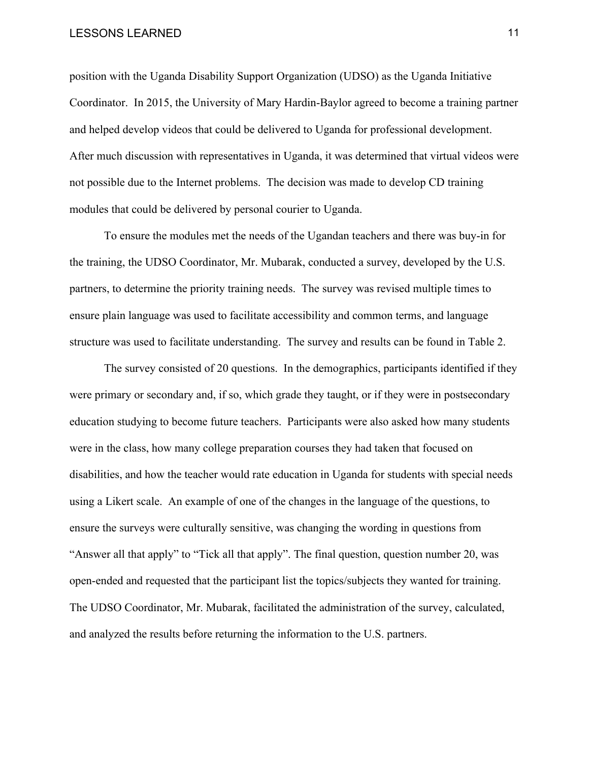position with the Uganda Disability Support Organization (UDSO) as the Uganda Initiative Coordinator. In 2015, the University of Mary Hardin-Baylor agreed to become a training partner and helped develop videos that could be delivered to Uganda for professional development. After much discussion with representatives in Uganda, it was determined that virtual videos were not possible due to the Internet problems. The decision was made to develop CD training modules that could be delivered by personal courier to Uganda.

To ensure the modules met the needs of the Ugandan teachers and there was buy-in for the training, the UDSO Coordinator, Mr. Mubarak, conducted a survey, developed by the U.S. partners, to determine the priority training needs. The survey was revised multiple times to ensure plain language was used to facilitate accessibility and common terms, and language structure was used to facilitate understanding. The survey and results can be found in Table 2.

The survey consisted of 20 questions. In the demographics, participants identified if they were primary or secondary and, if so, which grade they taught, or if they were in postsecondary education studying to become future teachers. Participants were also asked how many students were in the class, how many college preparation courses they had taken that focused on disabilities, and how the teacher would rate education in Uganda for students with special needs using a Likert scale. An example of one of the changes in the language of the questions, to ensure the surveys were culturally sensitive, was changing the wording in questions from "Answer all that apply" to "Tick all that apply". The final question, question number 20, was open-ended and requested that the participant list the topics/subjects they wanted for training. The UDSO Coordinator, Mr. Mubarak, facilitated the administration of the survey, calculated, and analyzed the results before returning the information to the U.S. partners.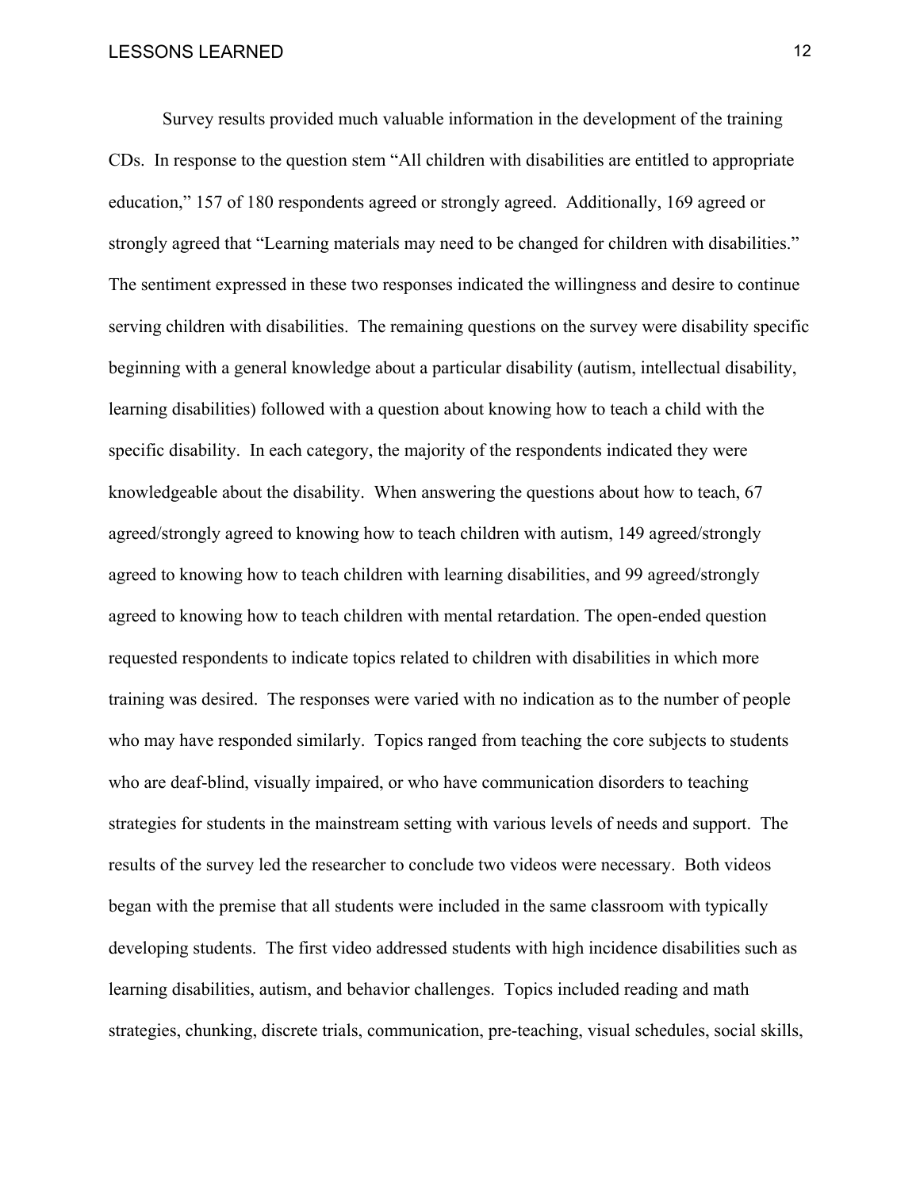Survey results provided much valuable information in the development of the training CDs. In response to the question stem "All children with disabilities are entitled to appropriate education," 157 of 180 respondents agreed or strongly agreed. Additionally, 169 agreed or strongly agreed that "Learning materials may need to be changed for children with disabilities." The sentiment expressed in these two responses indicated the willingness and desire to continue serving children with disabilities. The remaining questions on the survey were disability specific beginning with a general knowledge about a particular disability (autism, intellectual disability, learning disabilities) followed with a question about knowing how to teach a child with the specific disability. In each category, the majority of the respondents indicated they were knowledgeable about the disability. When answering the questions about how to teach, 67 agreed/strongly agreed to knowing how to teach children with autism, 149 agreed/strongly agreed to knowing how to teach children with learning disabilities, and 99 agreed/strongly agreed to knowing how to teach children with mental retardation. The open-ended question requested respondents to indicate topics related to children with disabilities in which more training was desired. The responses were varied with no indication as to the number of people who may have responded similarly. Topics ranged from teaching the core subjects to students who are deaf-blind, visually impaired, or who have communication disorders to teaching strategies for students in the mainstream setting with various levels of needs and support. The results of the survey led the researcher to conclude two videos were necessary. Both videos began with the premise that all students were included in the same classroom with typically developing students. The first video addressed students with high incidence disabilities such as learning disabilities, autism, and behavior challenges. Topics included reading and math strategies, chunking, discrete trials, communication, pre-teaching, visual schedules, social skills,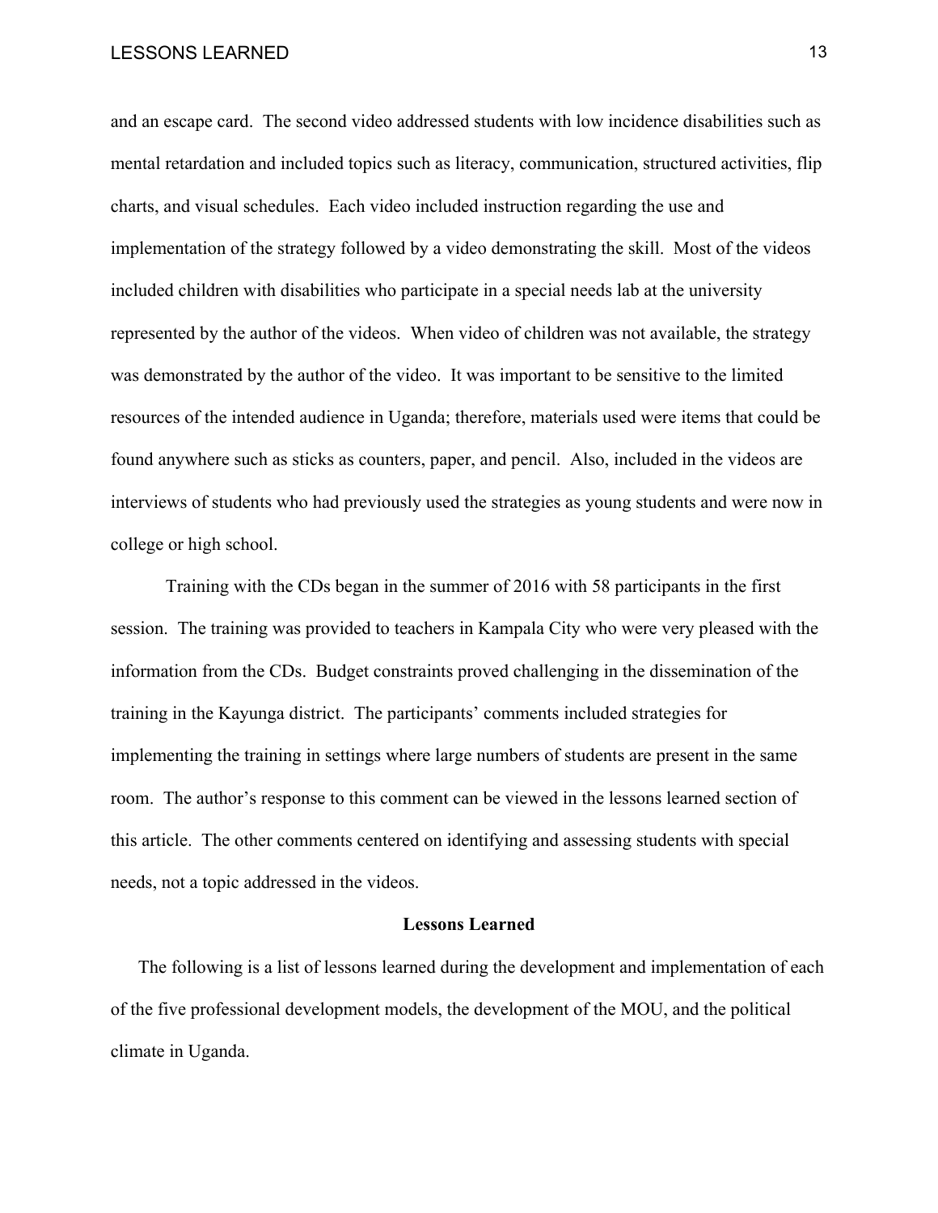and an escape card. The second video addressed students with low incidence disabilities such as mental retardation and included topics such as literacy, communication, structured activities, flip charts, and visual schedules. Each video included instruction regarding the use and implementation of the strategy followed by a video demonstrating the skill. Most of the videos included children with disabilities who participate in a special needs lab at the university represented by the author of the videos. When video of children was not available, the strategy was demonstrated by the author of the video. It was important to be sensitive to the limited resources of the intended audience in Uganda; therefore, materials used were items that could be found anywhere such as sticks as counters, paper, and pencil. Also, included in the videos are interviews of students who had previously used the strategies as young students and were now in college or high school.

Training with the CDs began in the summer of 2016 with 58 participants in the first session. The training was provided to teachers in Kampala City who were very pleased with the information from the CDs. Budget constraints proved challenging in the dissemination of the training in the Kayunga district. The participants' comments included strategies for implementing the training in settings where large numbers of students are present in the same room. The author's response to this comment can be viewed in the lessons learned section of this article. The other comments centered on identifying and assessing students with special needs, not a topic addressed in the videos.

## Lessons Learned

The following is a list of lessons learned during the development and implementation of each of the five professional development models, the development of the MOU, and the political climate in Uganda.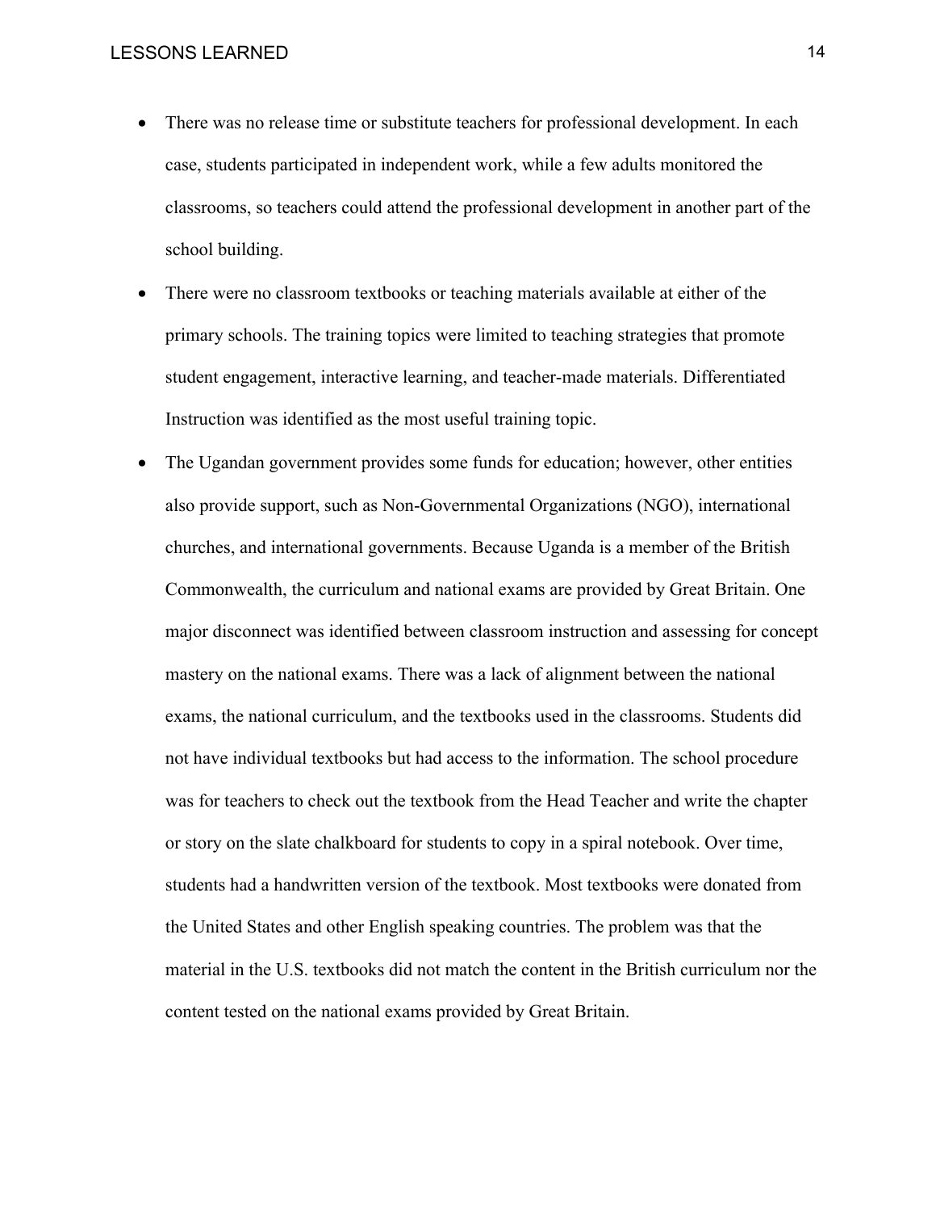- There was no release time or substitute teachers for professional development. In each case, students participated in independent work, while a few adults monitored the classrooms, so teachers could attend the professional development in another part of the school building.
- There were no classroom textbooks or teaching materials available at either of the primary schools. The training topics were limited to teaching strategies that promote student engagement, interactive learning, and teacher-made materials. Differentiated Instruction was identified as the most useful training topic.
- The Ugandan government provides some funds for education; however, other entities also provide support, such as Non-Governmental Organizations (NGO), international churches, and international governments. Because Uganda is a member of the British Commonwealth, the curriculum and national exams are provided by Great Britain. One major disconnect was identified between classroom instruction and assessing for concept mastery on the national exams. There was a lack of alignment between the national exams, the national curriculum, and the textbooks used in the classrooms. Students did not have individual textbooks but had access to the information. The school procedure was for teachers to check out the textbook from the Head Teacher and write the chapter or story on the slate chalkboard for students to copy in a spiral notebook. Over time, students had a handwritten version of the textbook. Most textbooks were donated from the United States and other English speaking countries. The problem was that the material in the U.S. textbooks did not match the content in the British curriculum nor the content tested on the national exams provided by Great Britain.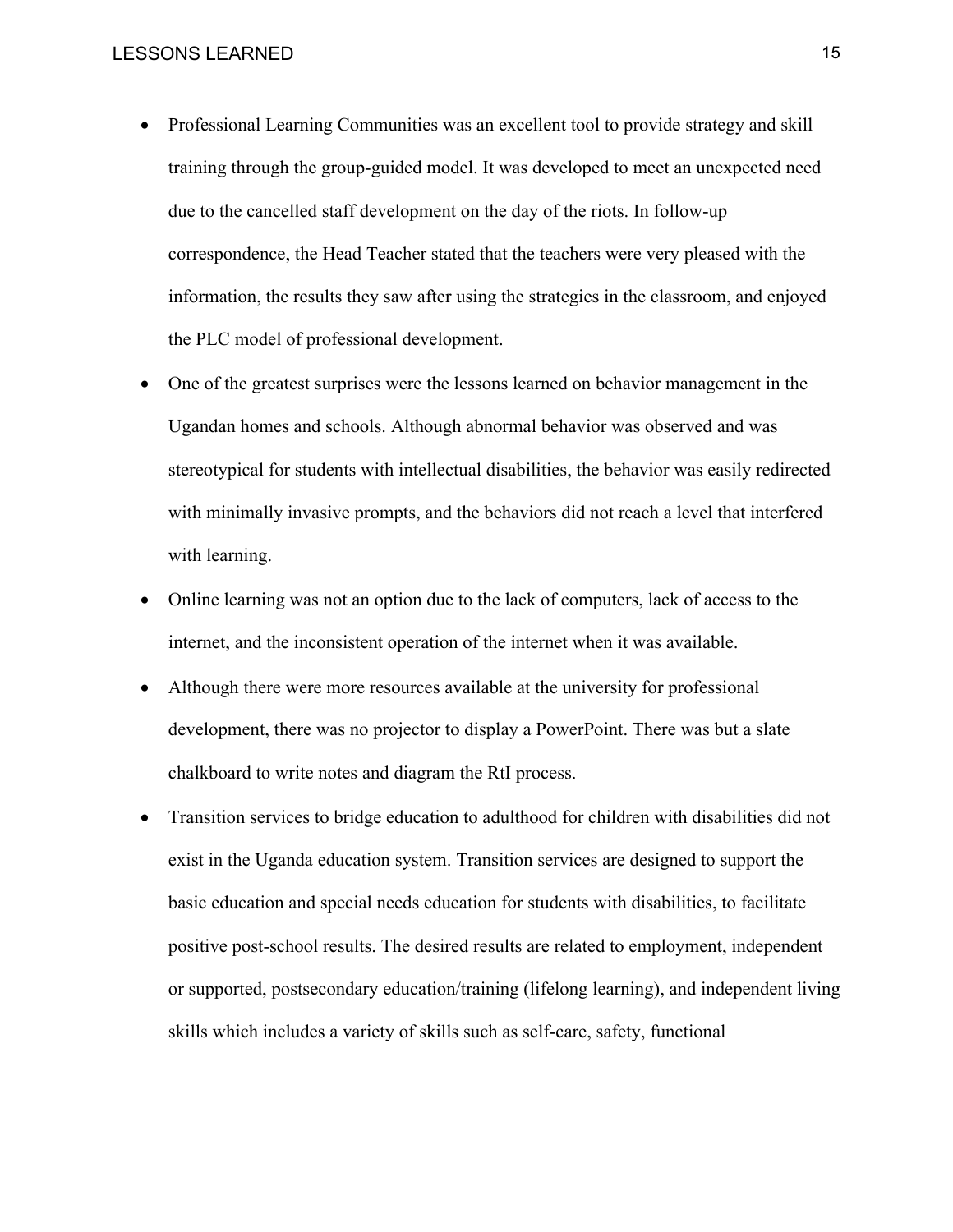- Professional Learning Communities was an excellent tool to provide strategy and skill training through the group-guided model. It was developed to meet an unexpected need due to the cancelled staff development on the day of the riots. In follow-up correspondence, the Head Teacher stated that the teachers were very pleased with the information, the results they saw after using the strategies in the classroom, and enjoyed the PLC model of professional development.
- One of the greatest surprises were the lessons learned on behavior management in the Ugandan homes and schools. Although abnormal behavior was observed and was stereotypical for students with intellectual disabilities, the behavior was easily redirected with minimally invasive prompts, and the behaviors did not reach a level that interfered with learning.
- Online learning was not an option due to the lack of computers, lack of access to the internet, and the inconsistent operation of the internet when it was available.
- Although there were more resources available at the university for professional development, there was no projector to display a PowerPoint. There was but a slate chalkboard to write notes and diagram the RtI process.
- Transition services to bridge education to adulthood for children with disabilities did not exist in the Uganda education system. Transition services are designed to support the basic education and special needs education for students with disabilities, to facilitate positive post-school results. The desired results are related to employment, independent or supported, postsecondary education/training (lifelong learning), and independent living skills which includes a variety of skills such as self-care, safety, functional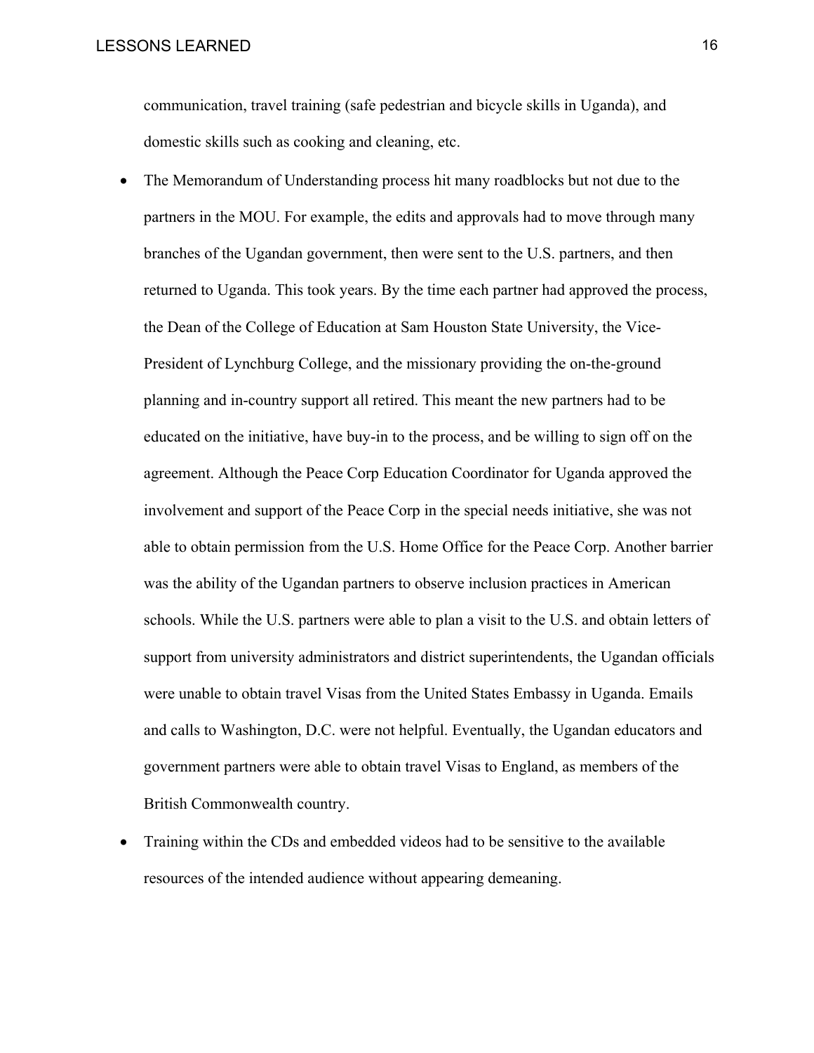communication, travel training (safe pedestrian and bicycle skills in Uganda), and domestic skills such as cooking and cleaning, etc.

- The Memorandum of Understanding process hit many roadblocks but not due to the partners in the MOU. For example, the edits and approvals had to move through many branches of the Ugandan government, then were sent to the U.S. partners, and then returned to Uganda. This took years. By the time each partner had approved the process, the Dean of the College of Education at Sam Houston State University, the Vice-President of Lynchburg College, and the missionary providing the on-the-ground planning and in-country support all retired. This meant the new partners had to be educated on the initiative, have buy-in to the process, and be willing to sign off on the agreement. Although the Peace Corp Education Coordinator for Uganda approved the involvement and support of the Peace Corp in the special needs initiative, she was not able to obtain permission from the U.S. Home Office for the Peace Corp. Another barrier was the ability of the Ugandan partners to observe inclusion practices in American schools. While the U.S. partners were able to plan a visit to the U.S. and obtain letters of support from university administrators and district superintendents, the Ugandan officials were unable to obtain travel Visas from the United States Embassy in Uganda. Emails and calls to Washington, D.C. were not helpful. Eventually, the Ugandan educators and government partners were able to obtain travel Visas to England, as members of the British Commonwealth country.
- Training within the CDs and embedded videos had to be sensitive to the available resources of the intended audience without appearing demeaning.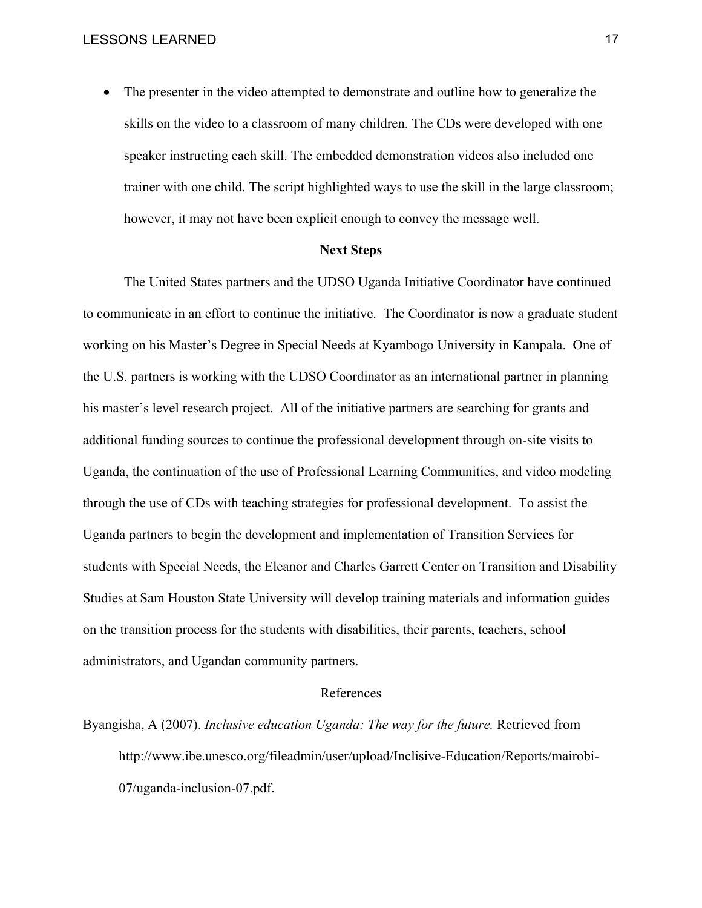- The presenter in the video attempted to demonstrate and outline how to generalize the skills on the video to a classroom of many children. The CDs were developed with one speaker instructing each skill. The embedded demonstration videos also included one trainer with one child. The script highlighted ways to use the skill in the large classroom; however, it may not have been explicit enough to convey the message well.

## Next Steps

The United States partners and the UDSO Uganda Initiative Coordinator have continued to communicate in an effort to continue the initiative. The Coordinator is now a graduate student working on his Master's Degree in Special Needs at Kyambogo University in Kampala. One of the U.S. partners is working with the UDSO Coordinator as an international partner in planning his master's level research project. All of the initiative partners are searching for grants and additional funding sources to continue the professional development through on-site visits to Uganda, the continuation of the use of Professional Learning Communities, and video modeling through the use of CDs with teaching strategies for professional development. To assist the Uganda partners to begin the development and implementation of Transition Services for students with Special Needs, the Eleanor and Charles Garrett Center on Transition and Disability Studies at Sam Houston State University will develop training materials and information guides on the transition process for the students with disabilities, their parents, teachers, school administrators, and Ugandan community partners.

## References

Byangisha, A (2007). *Inclusive education Uganda: The way for the future.* Retrieved from http://www.ibe.unesco.org/fileadmin/user/upload/Inclisive-Education/Reports/mairobi-07/uganda-inclusion-07.pdf.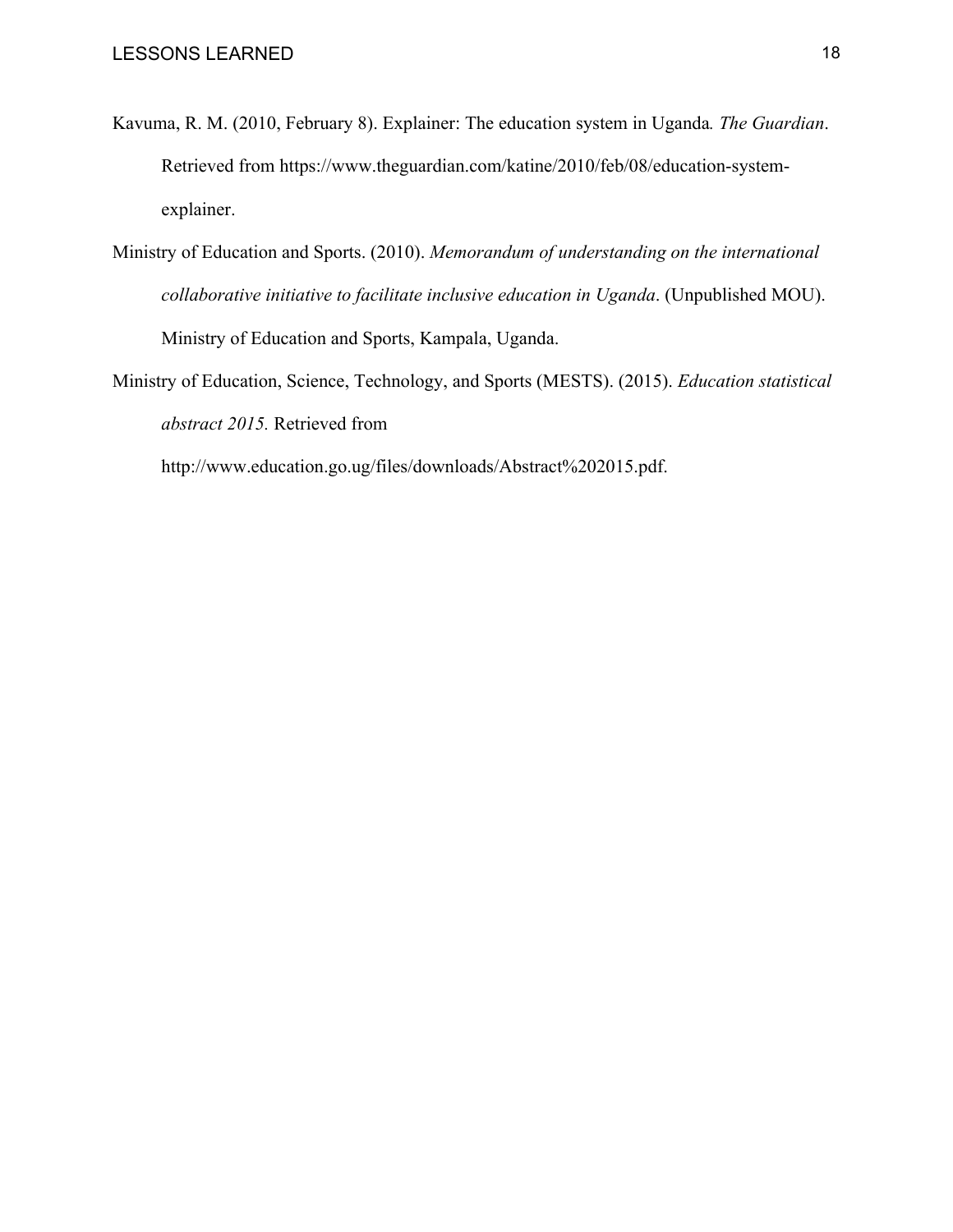Kavuma, R. M. (2010, February 8). Explainer: The education system in Uganda. *The Guardian*. Retrieved from https://www.theguardian.com/katine/2010/feb/08/education-system-explainer.

Ministry of Education and Sports. (2010). *Memorandum of understanding on the international collaborative initiative to facilitate inclusive education in Uganda*. (Unpublished MOU). Ministry of Education and Sports, Kampala, Uganda.

Ministry of Education, Science, Technology, and Sports (MESTS). (2015). *Education statistical abstract 2015.* Retrieved from http://www.education.go.ug/files/downloads/Abstract%202015.pdf.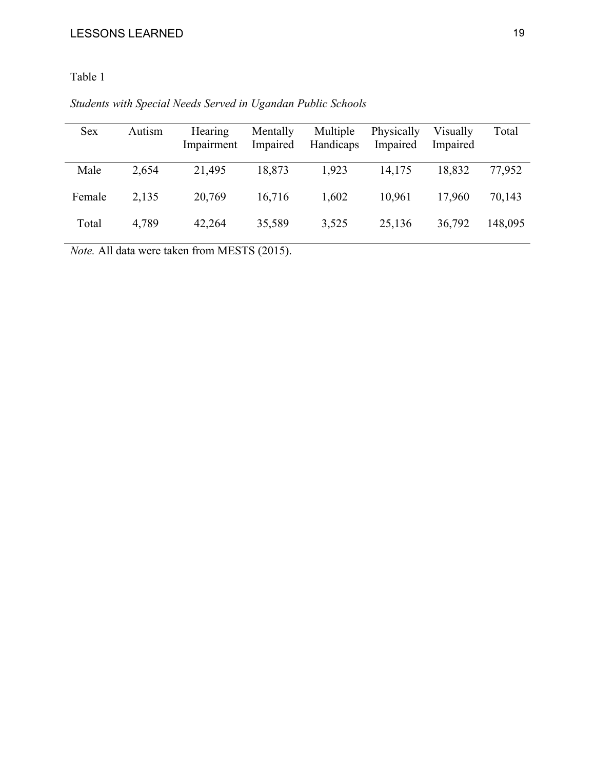Table 1

*Students with Special Needs Served in Ugandan Public Schools*

| Sex | Autism | Hearing Impairment | Mentally Impaired | Multiple Handicaps | Physically Impaired | Visually Impaired | Total |
|---|---|---|---|---|---|---|---|
| Male | 2,654 | 21,495 | 18,873 | 1,923 | 14,175 | 18,832 | 77,952 |
| Female | 2,135 | 20,769 | 16,716 | 1,602 | 10,961 | 17,960 | 70,143 |
| Total | 4,789 | 42,264 | 35,589 | 3,525 | 25,136 | 36,792 | 148,095 |

*Note.* All data were taken from MESTS (2015).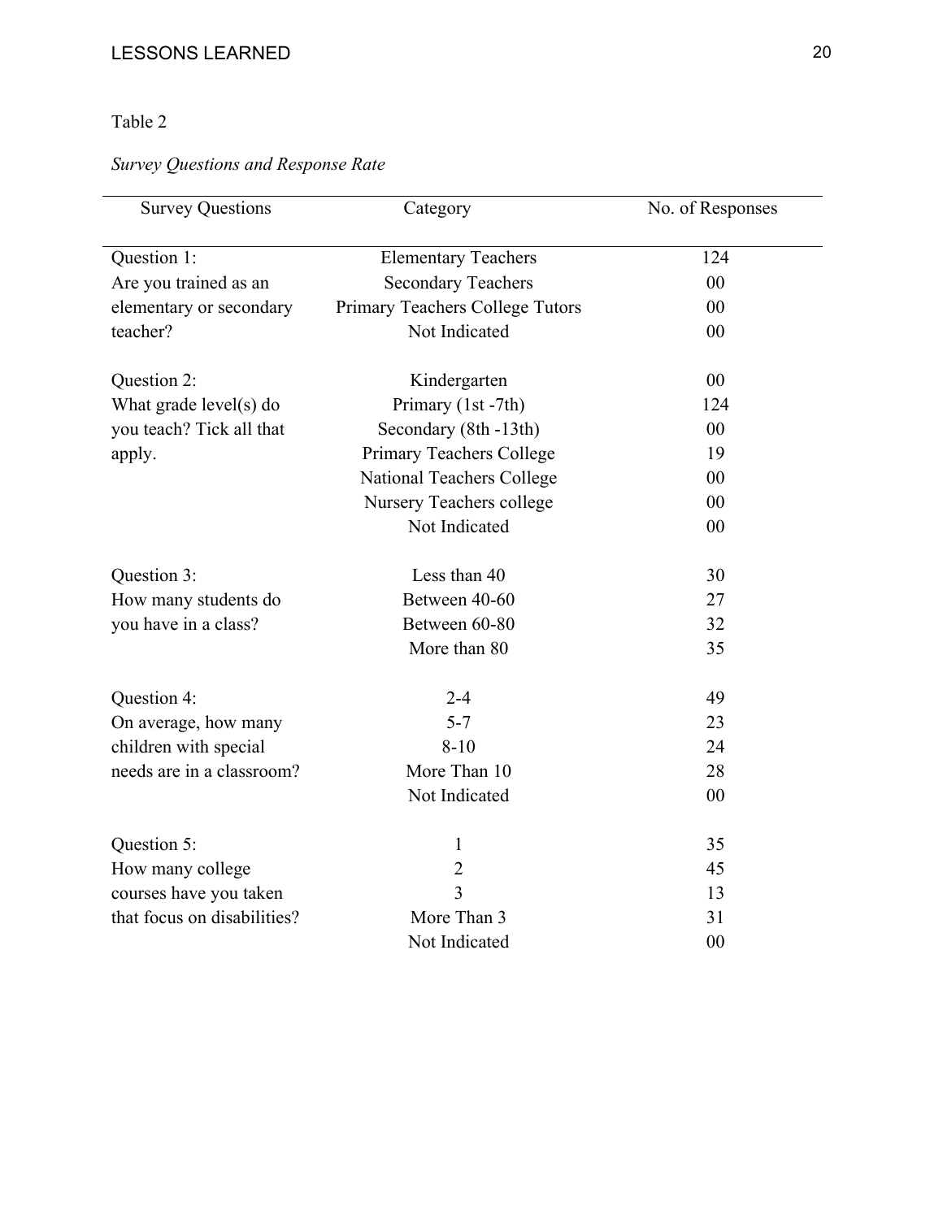Table 2

*Survey Questions and Response Rate*

| Survey Questions | Category | No. of Responses |
| --- | --- | --- |
| Question 1: Are you trained as an elementary or secondary teacher? | Elementary Teachers | 124 |
| | Secondary Teachers | 00 |
| | Primary Teachers College Tutors | 00 |
| | Not Indicated | 00 |
| Question 2: What grade level(s) do you teach? Tick all that apply. | Kindergarten | 00 |
| | Primary (1st -7th) | 124 |
| | Secondary (8th -13th) | 00 |
| | Primary Teachers College | 19 |
| | National Teachers College | 00 |
| | Nursery Teachers college | 00 |
| | Not Indicated | 00 |
| Question 3: How many students do you have in a class? | Less than 40 | 30 |
| | Between 40-60 | 27 |
| | Between 60-80 | 32 |
| | More than 80 | 35 |
| Question 4: On average, how many children with special needs are in a classroom? | 2-4 | 49 |
| | 5-7 | 23 |
| | 8-10 | 24 |
| | More Than 10 | 28 |
| | Not Indicated | 00 |
| Question 5: How many college courses have you taken that focus on disabilities? | 1 | 35 |
| | 2 | 45 |
| | 3 | 13 |
| | More Than 3 | 31 |
| | Not Indicated | 00 |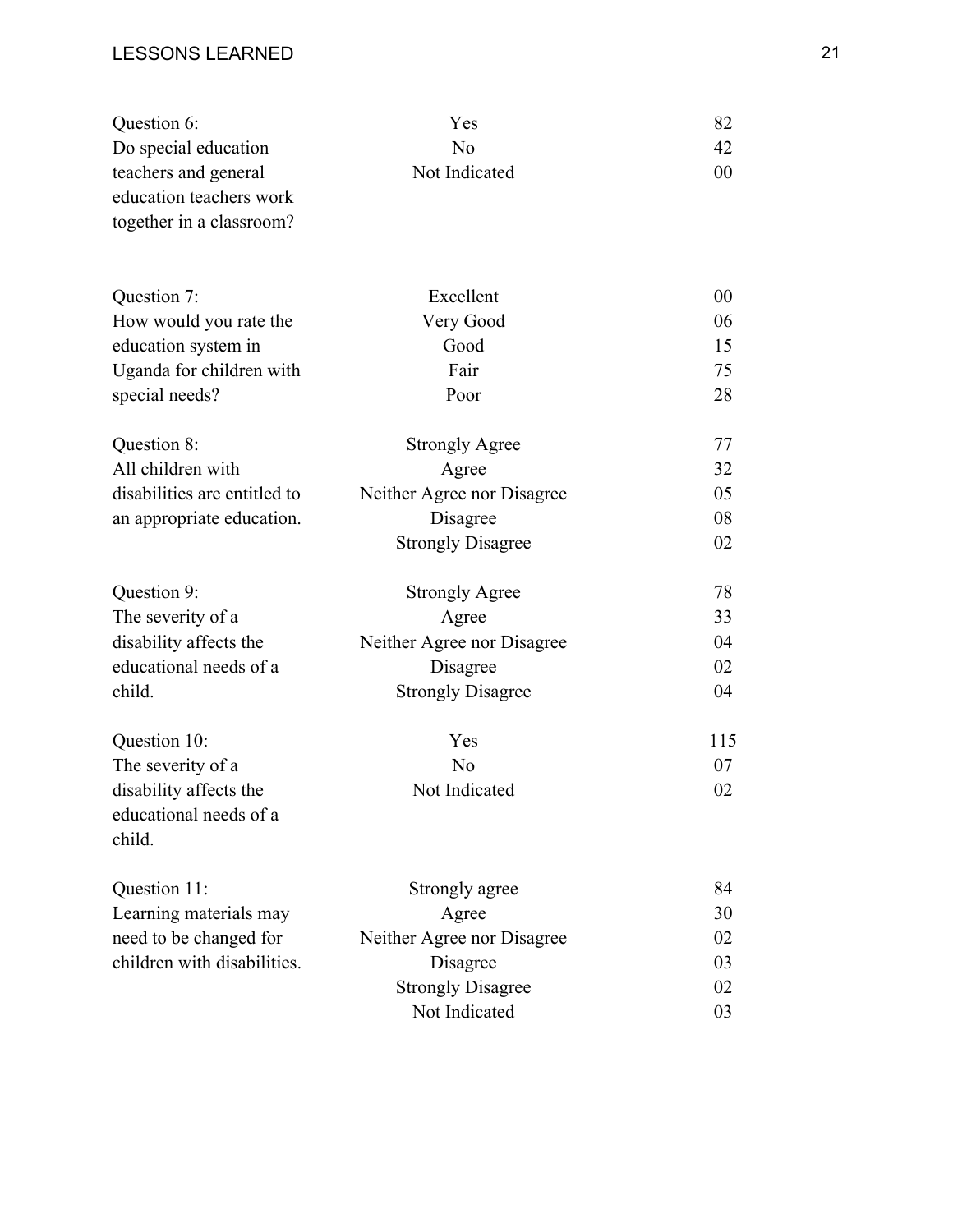| Question | Response | Count |
|---|---|---|
| Question 6: Do special education teachers and general education teachers work together in a classroom? | Yes | 82 |
| | No | 42 |
| | Not Indicated | 00 |
| Question 7: How would you rate the education system in Uganda for children with special needs? | Excellent | 00 |
| | Very Good | 06 |
| | Good | 15 |
| | Fair | 75 |
| | Poor | 28 |
| Question 8: All children with disabilities are entitled to an appropriate education. | Strongly Agree | 77 |
| | Agree | 32 |
| | Neither Agree nor Disagree | 05 |
| | Disagree | 08 |
| | Strongly Disagree | 02 |
| Question 9: The severity of a disability affects the educational needs of a child. | Strongly Agree | 78 |
| | Agree | 33 |
| | Neither Agree nor Disagree | 04 |
| | Disagree | 02 |
| | Strongly Disagree | 04 |
| Question 10: The severity of a disability affects the educational needs of a child. | Yes | 115 |
| | No | 07 |
| | Not Indicated | 02 |
| Question 11: Learning materials may need to be changed for children with disabilities. | Strongly agree | 84 |
| | Agree | 30 |
| | Neither Agree nor Disagree | 02 |
| | Disagree | 03 |
| | Strongly Disagree | 02 |
| | Not Indicated | 03 |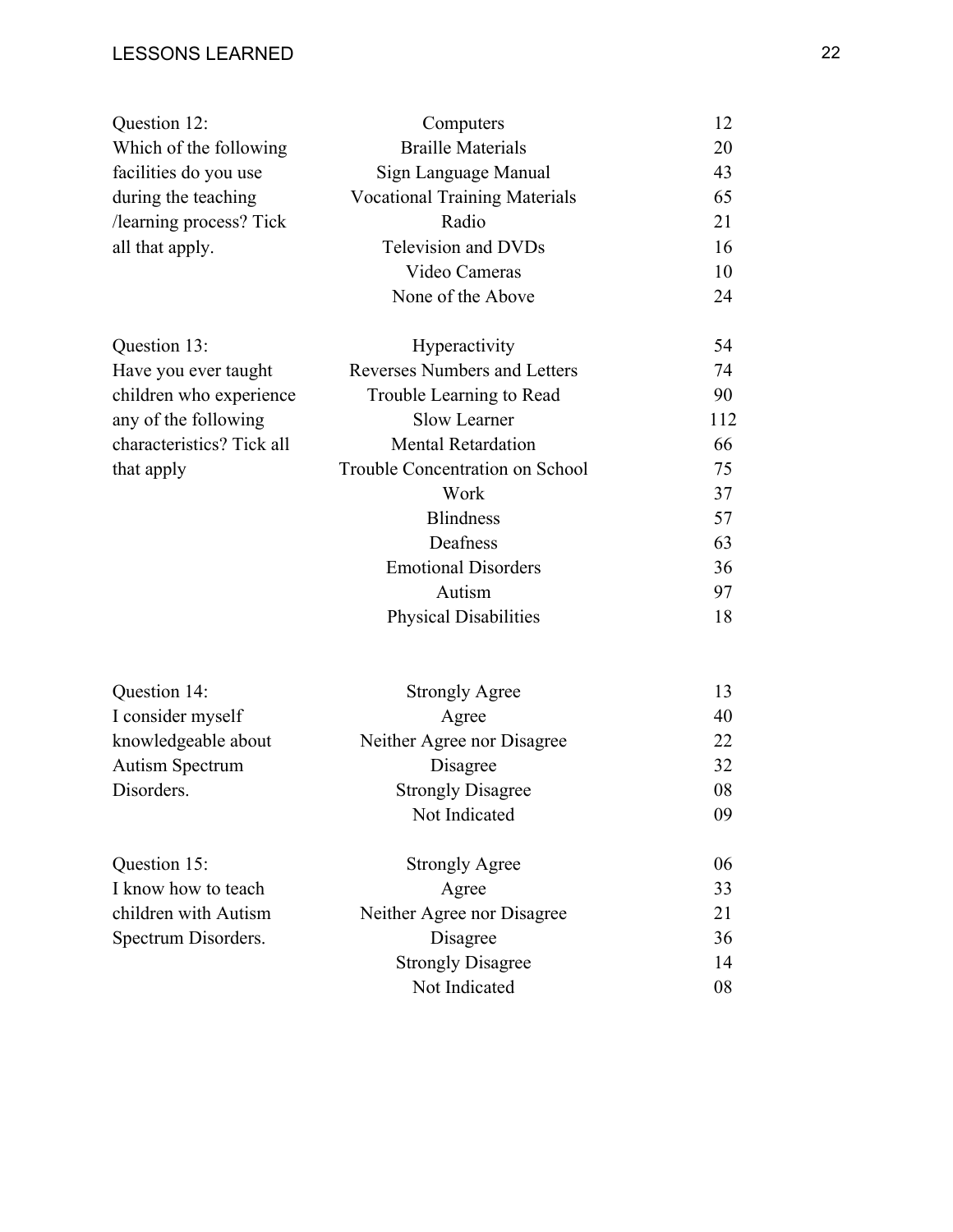| Question | Response | Count |
|---|---|---|
| Question 12: Which of the following facilities do you use during the teaching /learning process? Tick all that apply. | Computers | 12 |
| | Braille Materials | 20 |
| | Sign Language Manual | 43 |
| | Vocational Training Materials | 65 |
| | Radio | 21 |
| | Television and DVDs | 16 |
| | Video Cameras | 10 |
| | None of the Above | 24 |
| Question 13: Have you ever taught children who experience any of the following characteristics? Tick all that apply | Hyperactivity | 54 |
| | Reverses Numbers and Letters | 74 |
| | Trouble Learning to Read | 90 |
| | Slow Learner | 112 |
| | Mental Retardation | 66 |
| | Trouble Concentration on School | 75 |
| | Work | 37 |
| | Blindness | 57 |
| | Deafness | 63 |
| | Emotional Disorders | 36 |
| | Autism | 97 |
| | Physical Disabilities | 18 |
| Question 14: I consider myself knowledgeable about Autism Spectrum Disorders. | Strongly Agree | 13 |
| | Agree | 40 |
| | Neither Agree nor Disagree | 22 |
| | Disagree | 32 |
| | Strongly Disagree | 08 |
| | Not Indicated | 09 |
| Question 15: I know how to teach children with Autism Spectrum Disorders. | Strongly Agree | 06 |
| | Agree | 33 |
| | Neither Agree nor Disagree | 21 |
| | Disagree | 36 |
| | Strongly Disagree | 14 |
| | Not Indicated | 08 |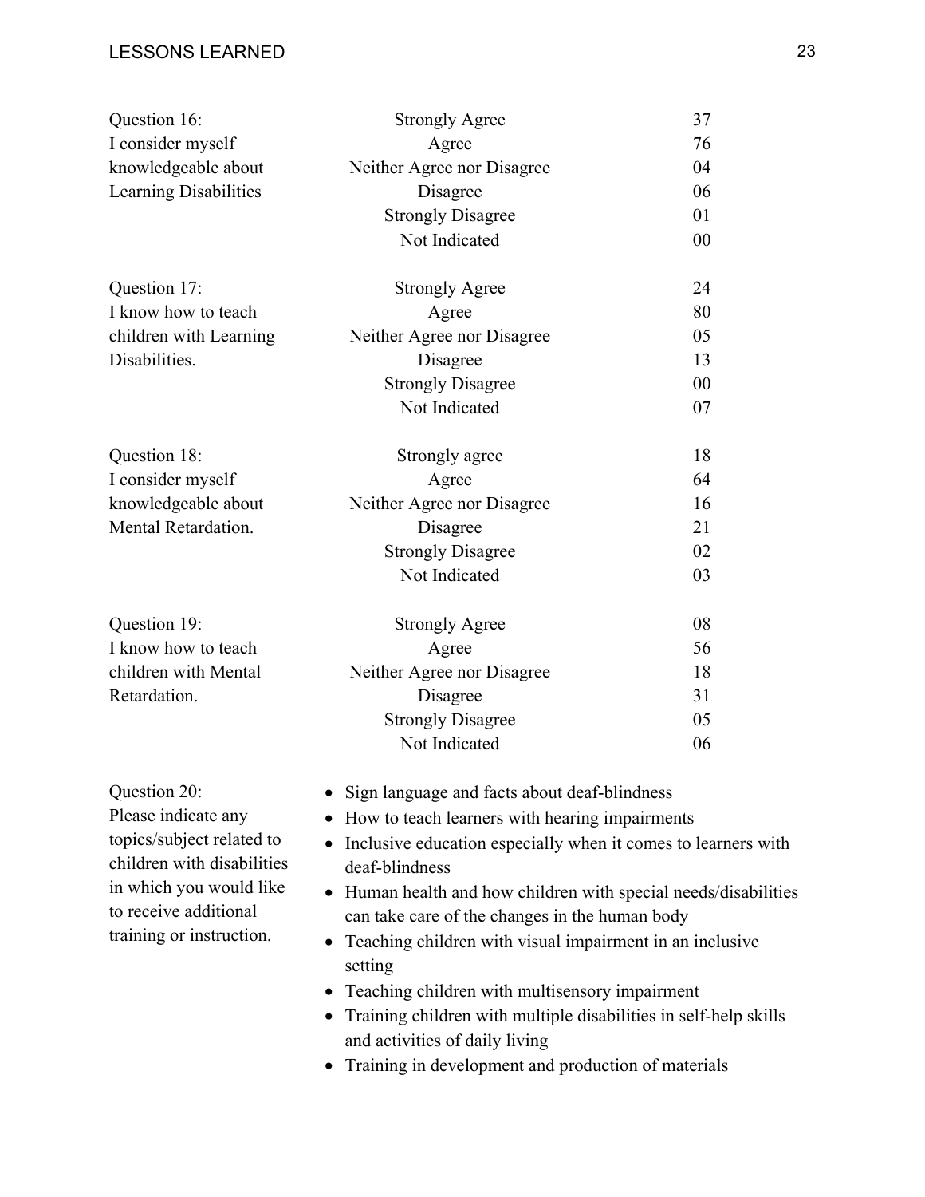| Question | Response | Count |
|---|---|---|
| Question 16: I consider myself knowledgeable about Learning Disabilities | Strongly Agree | 37 |
| | Agree | 76 |
| | Neither Agree nor Disagree | 04 |
| | Disagree | 06 |
| | Strongly Disagree | 01 |
| | Not Indicated | 00 |
| Question 17: I know how to teach children with Learning Disabilities. | Strongly Agree | 24 |
| | Agree | 80 |
| | Neither Agree nor Disagree | 05 |
| | Disagree | 13 |
| | Strongly Disagree | 00 |
| | Not Indicated | 07 |
| Question 18: I consider myself knowledgeable about Mental Retardation. | Strongly agree | 18 |
| | Agree | 64 |
| | Neither Agree nor Disagree | 16 |
| | Disagree | 21 |
| | Strongly Disagree | 02 |
| | Not Indicated | 03 |
| Question 19: I know how to teach children with Mental Retardation. | Strongly Agree | 08 |
| | Agree | 56 |
| | Neither Agree nor Disagree | 18 |
| | Disagree | 31 |
| | Strongly Disagree | 05 |
| | Not Indicated | 06 |

Question 20:
Please indicate any topics/subject related to children with disabilities in which you would like to receive additional training or instruction.

- Sign language and facts about deaf-blindness
- How to teach learners with hearing impairments
- Inclusive education especially when it comes to learners with deaf-blindness
- Human health and how children with special needs/disabilities can take care of the changes in the human body
- Teaching children with visual impairment in an inclusive setting
- Teaching children with multisensory impairment
- Training children with multiple disabilities in self-help skills and activities of daily living
- Training in development and production of materials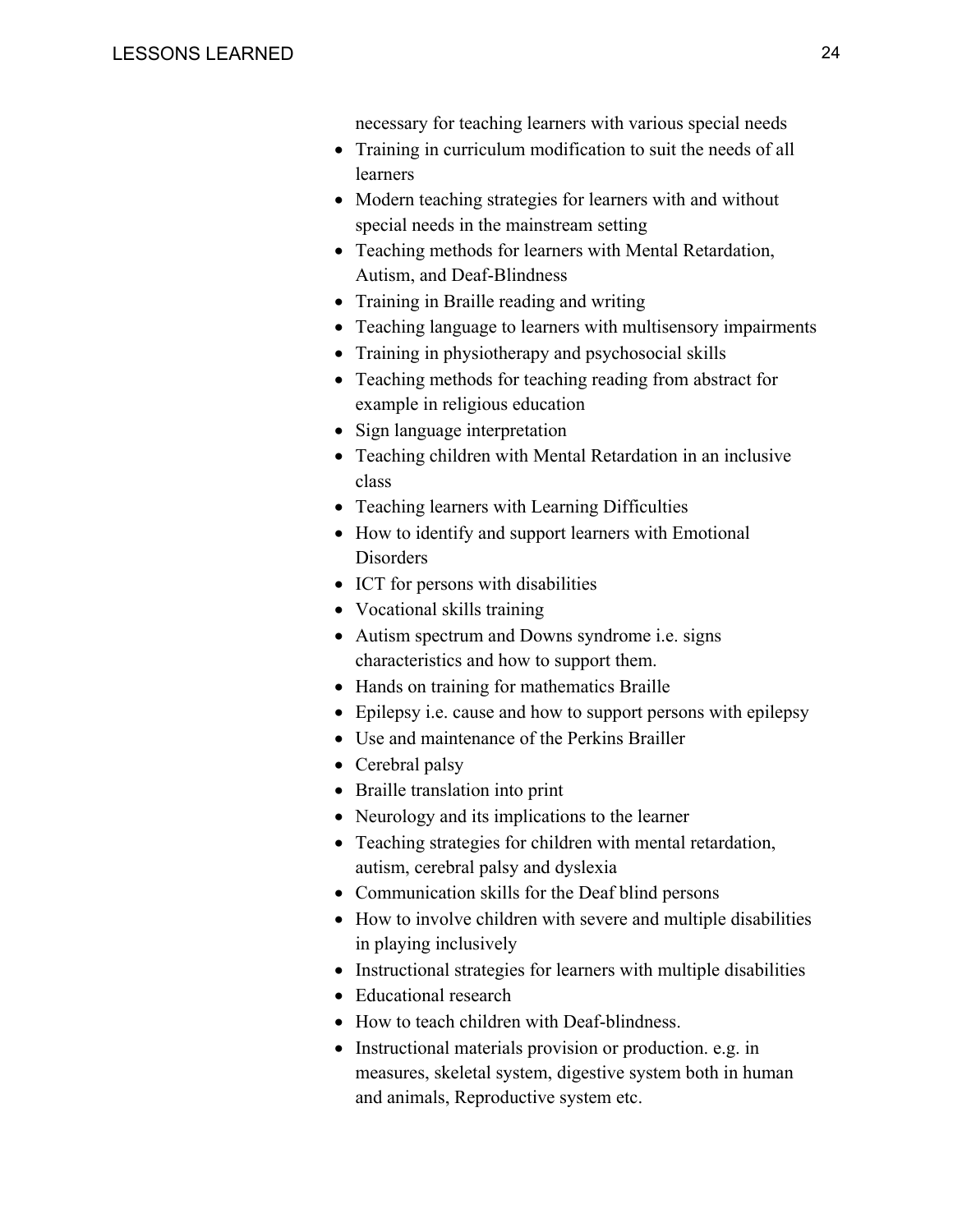necessary for teaching learners with various special needs

- Training in curriculum modification to suit the needs of all learners
- Modern teaching strategies for learners with and without special needs in the mainstream setting
- Teaching methods for learners with Mental Retardation, Autism, and Deaf-Blindness
- Training in Braille reading and writing
- Teaching language to learners with multisensory impairments
- Training in physiotherapy and psychosocial skills
- Teaching methods for teaching reading from abstract for example in religious education
- Sign language interpretation
- Teaching children with Mental Retardation in an inclusive class
- Teaching learners with Learning Difficulties
- How to identify and support learners with Emotional Disorders
- ICT for persons with disabilities
- Vocational skills training
- Autism spectrum and Downs syndrome i.e. signs characteristics and how to support them.
- Hands on training for mathematics Braille
- Epilepsy i.e. cause and how to support persons with epilepsy
- Use and maintenance of the Perkins Brailler
- Cerebral palsy
- Braille translation into print
- Neurology and its implications to the learner
- Teaching strategies for children with mental retardation, autism, cerebral palsy and dyslexia
- Communication skills for the Deaf blind persons
- How to involve children with severe and multiple disabilities in playing inclusively
- Instructional strategies for learners with multiple disabilities
- Educational research
- How to teach children with Deaf-blindness.
- Instructional materials provision or production. e.g. in measures, skeletal system, digestive system both in human and animals, Reproductive system etc.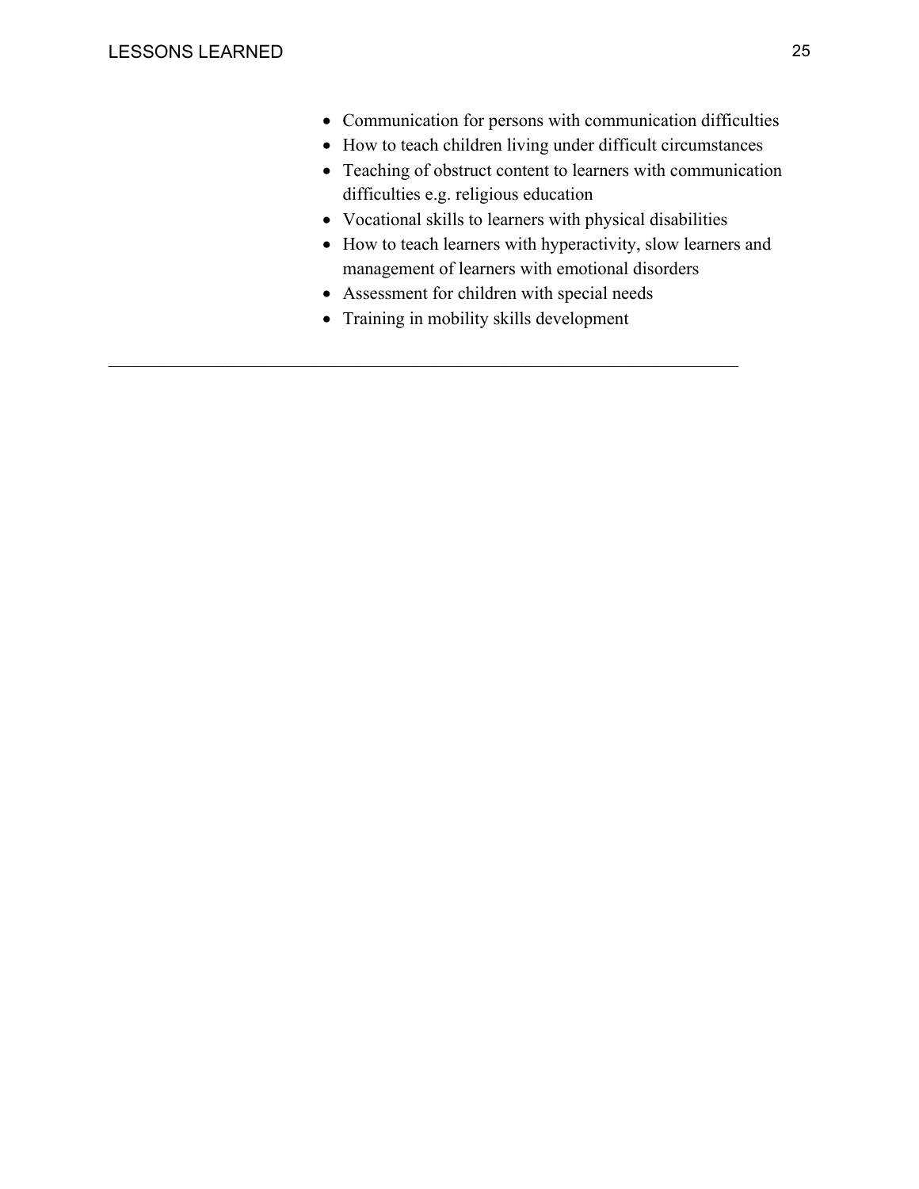- Communication for persons with communication difficulties
- How to teach children living under difficult circumstances
- Teaching of obstruct content to learners with communication difficulties e.g. religious education
- Vocational skills to learners with physical disabilities
- How to teach learners with hyperactivity, slow learners and management of learners with emotional disorders
- Assessment for children with special needs
- Training in mobility skills development

---